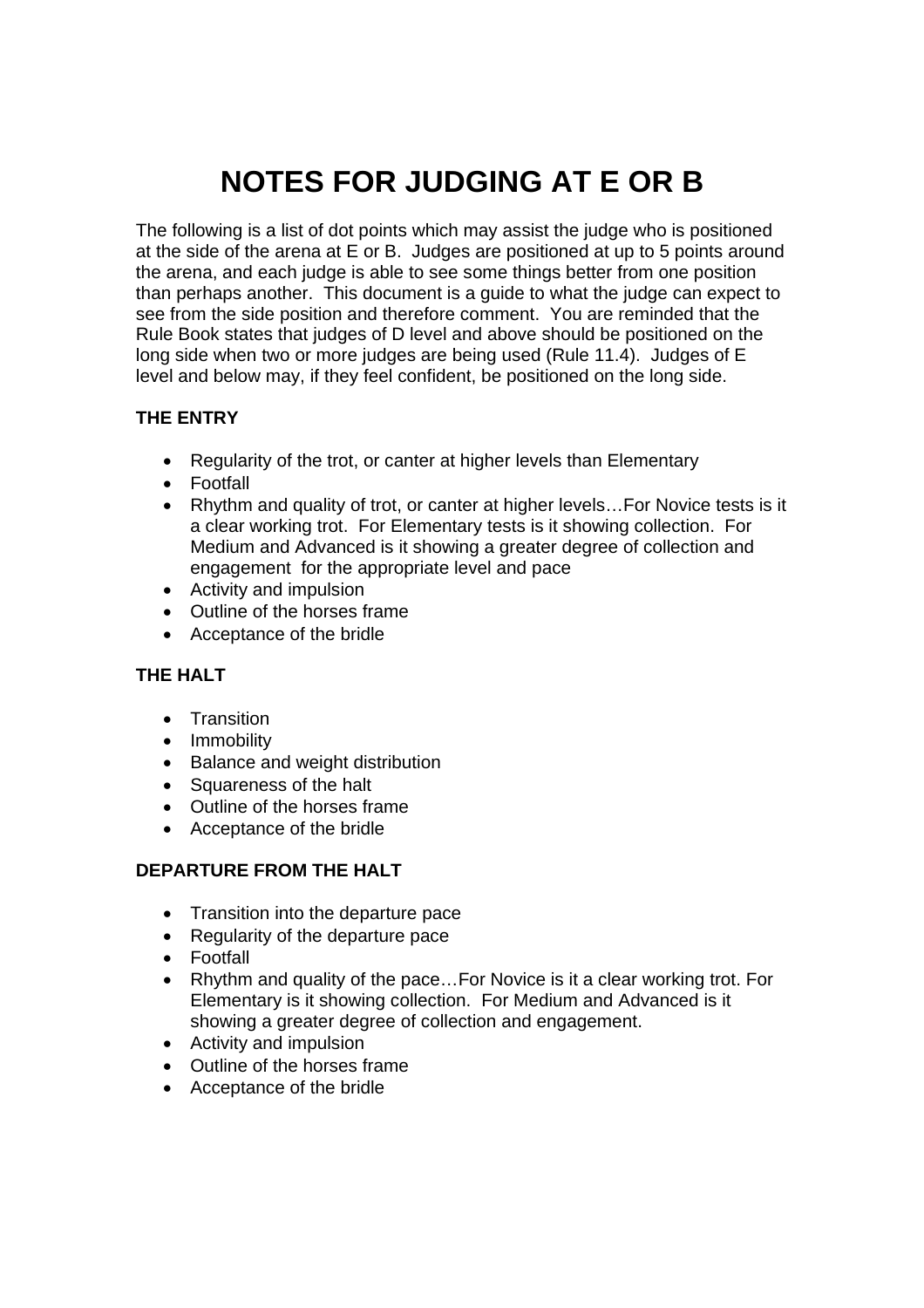# NOTES FOR JUDGING AT E OR B

The following is a list of dot points which may assist the judge who is positioned at the side of the arena at E or B. Judges are positioned at up to 5 points around the arena, and each judge is able to see some things better from one position than perhaps another. This document is a guide to what the judge can expect to see from the side position and therefore comment. You are reminded that the Rule Book states that judges of D level and above should be positioned on the long side when two or more judges are being used (Rule 11.4). Judges of E level and below may, if they feel confident, be positioned on the long side.

### THE ENTRY

- Regularity of the trot, or canter at higher levels than Elementary
- Footfall
- Rhythm and quality of trot, or canter at higher levels…For Novice tests is it a clear working trot. For Elementary tests is it showing collection. For Medium and Advanced is it showing a greater degree of collection and engagement for the appropriate level and pace
- Activity and impulsion
- Outline of the horses frame
- Acceptance of the bridle

### THE HALT

- Transition
- Immobility
- Balance and weight distribution
- Squareness of the halt
- Outline of the horses frame
- Acceptance of the bridle

### DEPARTURE FROM THE HALT

- Transition into the departure pace
- Regularity of the departure pace
- Footfall
- Rhythm and quality of the pace…For Novice is it a clear working trot. For Elementary is it showing collection. For Medium and Advanced is it showing a greater degree of collection and engagement.
- Activity and impulsion
- Outline of the horses frame
- Acceptance of the bridle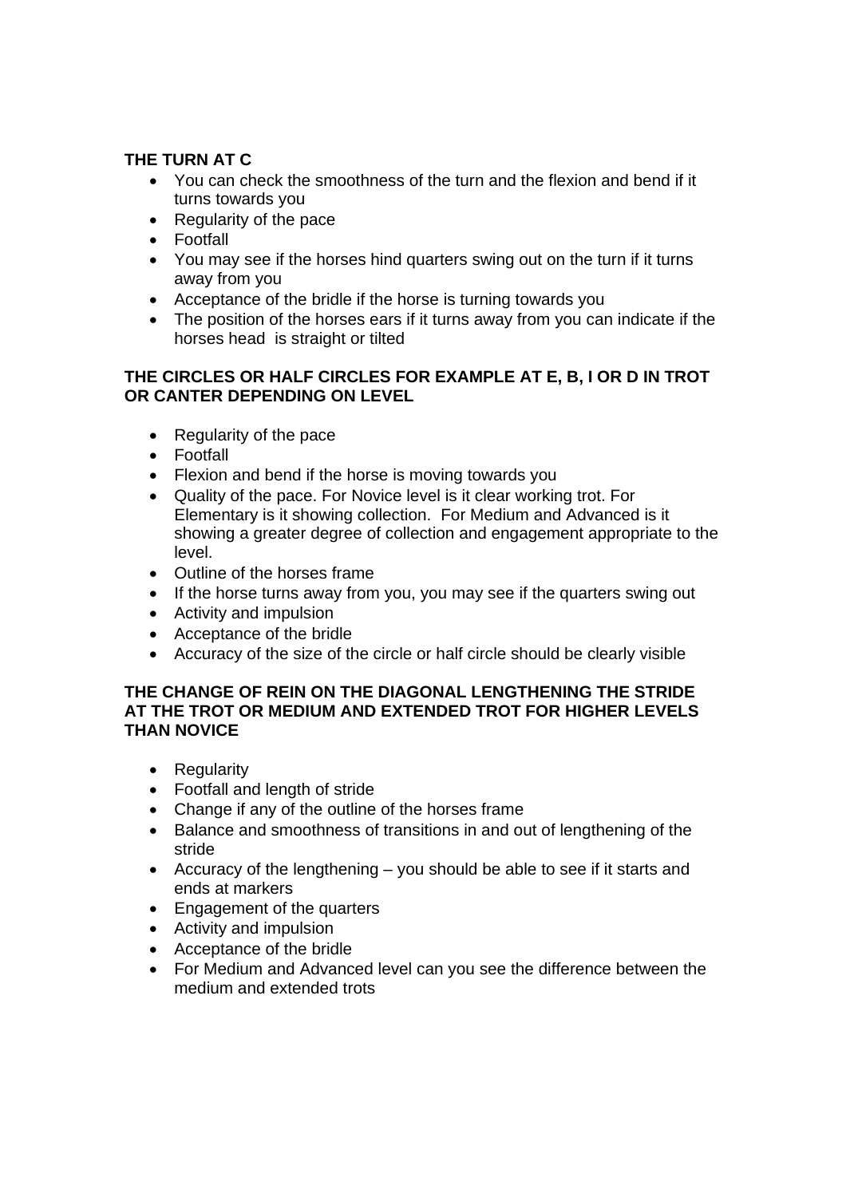**THE TURN AT C**

- You can check the smoothness of the turn and the flexion and bend if it turns towards you
- Regularity of the pace
- Footfall
- You may see if the horses hind quarters swing out on the turn if it turns away from you
- Acceptance of the bridle if the horse is turning towards you
- The position of the horses ears if it turns away from you can indicate if the horses head is straight or tilted

**THE CIRCLES OR HALF CIRCLES FOR EXAMPLE AT E, B, I OR D IN TROT OR CANTER DEPENDING ON LEVEL**

- Regularity of the pace
- Footfall
- Flexion and bend if the horse is moving towards you
- Quality of the pace. For Novice level is it clear working trot. For Elementary is it showing collection. For Medium and Advanced is it showing a greater degree of collection and engagement appropriate to the level.
- Outline of the horses frame
- If the horse turns away from you, you may see if the quarters swing out
- Activity and impulsion
- Acceptance of the bridle
- Accuracy of the size of the circle or half circle should be clearly visible

**THE CHANGE OF REIN ON THE DIAGONAL LENGTHENING THE STRIDE AT THE TROT OR MEDIUM AND EXTENDED TROT FOR HIGHER LEVELS THAN NOVICE**

- Regularity
- Footfall and length of stride
- Change if any of the outline of the horses frame
- Balance and smoothness of transitions in and out of lengthening of the stride
- Accuracy of the lengthening – you should be able to see if it starts and ends at markers
- Engagement of the quarters
- Activity and impulsion
- Acceptance of the bridle
- For Medium and Advanced level can you see the difference between the medium and extended trots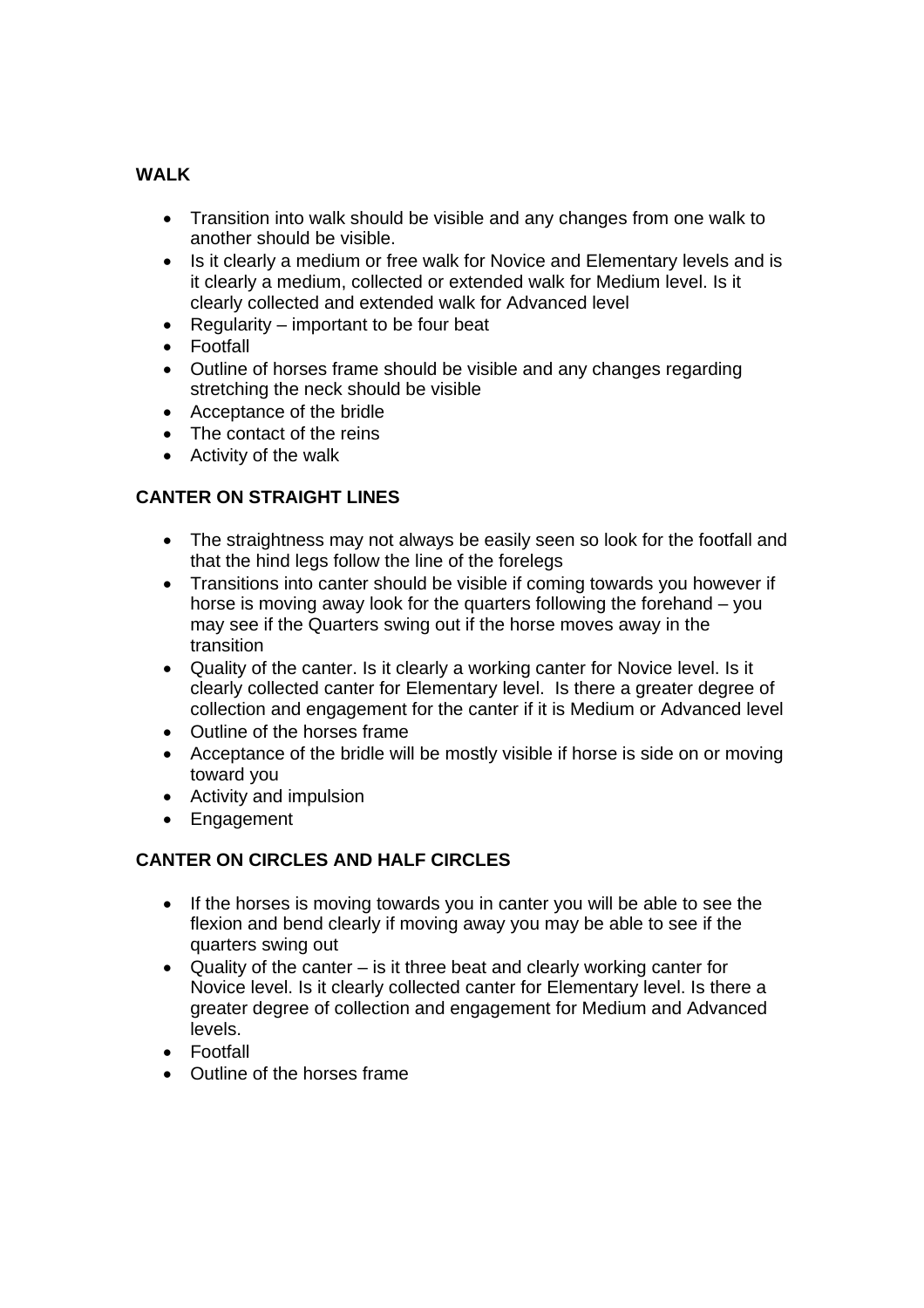**WALK**

- Transition into walk should be visible and any changes from one walk to another should be visible.
- Is it clearly a medium or free walk for Novice and Elementary levels and is it clearly a medium, collected or extended walk for Medium level. Is it clearly collected and extended walk for Advanced level
- Regularity – important to be four beat
- Footfall
- Outline of horses frame should be visible and any changes regarding stretching the neck should be visible
- Acceptance of the bridle
- The contact of the reins
- Activity of the walk

**CANTER ON STRAIGHT LINES**

- The straightness may not always be easily seen so look for the footfall and that the hind legs follow the line of the forelegs
- Transitions into canter should be visible if coming towards you however if horse is moving away look for the quarters following the forehand – you may see if the Quarters swing out if the horse moves away in the transition
- Quality of the canter. Is it clearly a working canter for Novice level. Is it clearly collected canter for Elementary level. Is there a greater degree of collection and engagement for the canter if it is Medium or Advanced level
- Outline of the horses frame
- Acceptance of the bridle will be mostly visible if horse is side on or moving toward you
- Activity and impulsion
- Engagement

**CANTER ON CIRCLES AND HALF CIRCLES**

- If the horses is moving towards you in canter you will be able to see the flexion and bend clearly if moving away you may be able to see if the quarters swing out
- Quality of the canter – is it three beat and clearly working canter for Novice level. Is it clearly collected canter for Elementary level. Is there a greater degree of collection and engagement for Medium and Advanced levels.
- Footfall
- Outline of the horses frame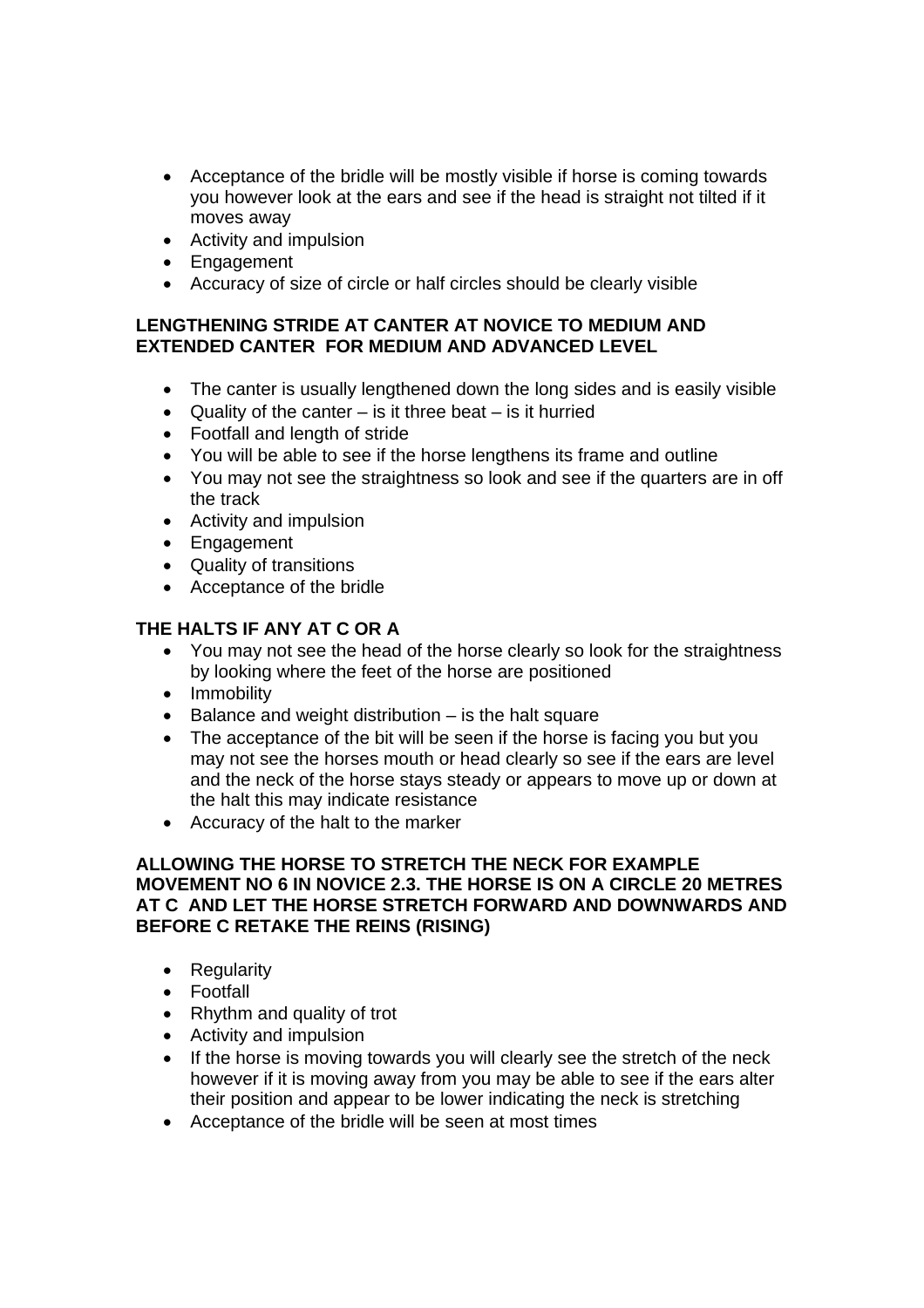- Acceptance of the bridle will be mostly visible if horse is coming towards you however look at the ears and see if the head is straight not tilted if it moves away
- Activity and impulsion
- Engagement
- Accuracy of size of circle or half circles should be clearly visible

**LENGTHENING STRIDE AT CANTER AT NOVICE TO MEDIUM AND EXTENDED CANTER FOR MEDIUM AND ADVANCED LEVEL**

- The canter is usually lengthened down the long sides and is easily visible
- Quality of the canter – is it three beat – is it hurried
- Footfall and length of stride
- You will be able to see if the horse lengthens its frame and outline
- You may not see the straightness so look and see if the quarters are in off the track
- Activity and impulsion
- Engagement
- Quality of transitions
- Acceptance of the bridle

**THE HALTS IF ANY AT C OR A**

- You may not see the head of the horse clearly so look for the straightness by looking where the feet of the horse are positioned
- Immobility
- Balance and weight distribution – is the halt square
- The acceptance of the bit will be seen if the horse is facing you but you may not see the horses mouth or head clearly so see if the ears are level and the neck of the horse stays steady or appears to move up or down at the halt this may indicate resistance
- Accuracy of the halt to the marker

**ALLOWING THE HORSE TO STRETCH THE NECK FOR EXAMPLE MOVEMENT NO 6 IN NOVICE 2.3. THE HORSE IS ON A CIRCLE 20 METRES AT C AND LET THE HORSE STRETCH FORWARD AND DOWNWARDS AND BEFORE C RETAKE THE REINS (RISING)**

- Regularity
- Footfall
- Rhythm and quality of trot
- Activity and impulsion
- If the horse is moving towards you will clearly see the stretch of the neck however if it is moving away from you may be able to see if the ears alter their position and appear to be lower indicating the neck is stretching
- Acceptance of the bridle will be seen at most times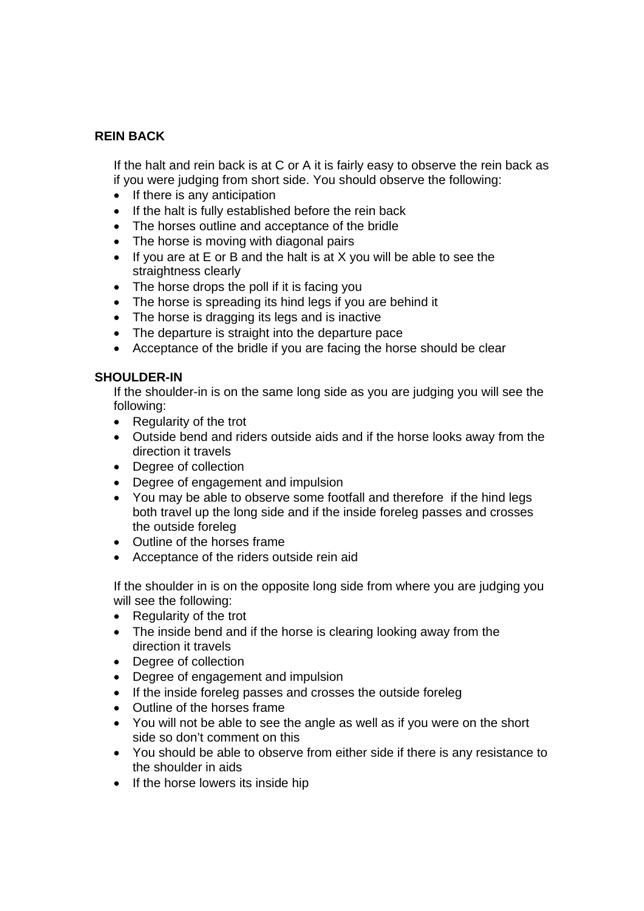**REIN BACK**

If the halt and rein back is at C or A it is fairly easy to observe the rein back as if you were judging from short side. You should observe the following:

- If there is any anticipation
- If the halt is fully established before the rein back
- The horses outline and acceptance of the bridle
- The horse is moving with diagonal pairs
- If you are at E or B and the halt is at X you will be able to see the straightness clearly
- The horse drops the poll if it is facing you
- The horse is spreading its hind legs if you are behind it
- The horse is dragging its legs and is inactive
- The departure is straight into the departure pace
- Acceptance of the bridle if you are facing the horse should be clear

**SHOULDER-IN**

If the shoulder-in is on the same long side as you are judging you will see the following:

- Regularity of the trot
- Outside bend and riders outside aids and if the horse looks away from the direction it travels
- Degree of collection
- Degree of engagement and impulsion
- You may be able to observe some footfall and therefore if the hind legs both travel up the long side and if the inside foreleg passes and crosses the outside foreleg
- Outline of the horses frame
- Acceptance of the riders outside rein aid

If the shoulder in is on the opposite long side from where you are judging you will see the following:

- Regularity of the trot
- The inside bend and if the horse is clearing looking away from the direction it travels
- Degree of collection
- Degree of engagement and impulsion
- If the inside foreleg passes and crosses the outside foreleg
- Outline of the horses frame
- You will not be able to see the angle as well as if you were on the short side so don't comment on this
- You should be able to observe from either side if there is any resistance to the shoulder in aids
- If the horse lowers its inside hip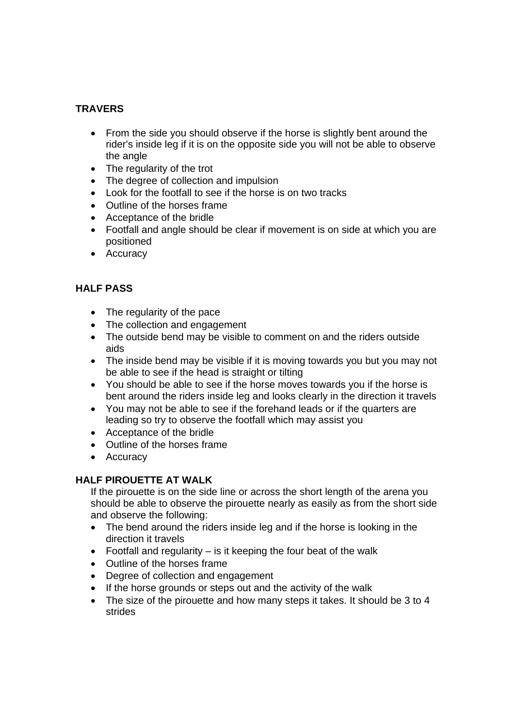**TRAVERS**

- From the side you should observe if the horse is slightly bent around the rider's inside leg if it is on the opposite side you will not be able to observe the angle
- The regularity of the trot
- The degree of collection and impulsion
- Look for the footfall to see if the horse is on two tracks
- Outline of the horses frame
- Acceptance of the bridle
- Footfall and angle should be clear if movement is on side at which you are positioned
- Accuracy

**HALF PASS**

- The regularity of the pace
- The collection and engagement
- The outside bend may be visible to comment on and the riders outside aids
- The inside bend may be visible if it is moving towards you but you may not be able to see if the head is straight or tilting
- You should be able to see if the horse moves towards you if the horse is bent around the riders inside leg and looks clearly in the direction it travels
- You may not be able to see if the forehand leads or if the quarters are leading so try to observe the footfall which may assist you
- Acceptance of the bridle
- Outline of the horses frame
- Accuracy

**HALF PIROUETTE AT WALK**

If the pirouette is on the side line or across the short length of the arena you should be able to observe the pirouette nearly as easily as from the short side and observe the following:

- The bend around the riders inside leg and if the horse is looking in the direction it travels
- Footfall and regularity – is it keeping the four beat of the walk
- Outline of the horses frame
- Degree of collection and engagement
- If the horse grounds or steps out and the activity of the walk
- The size of the pirouette and how many steps it takes. It should be 3 to 4 strides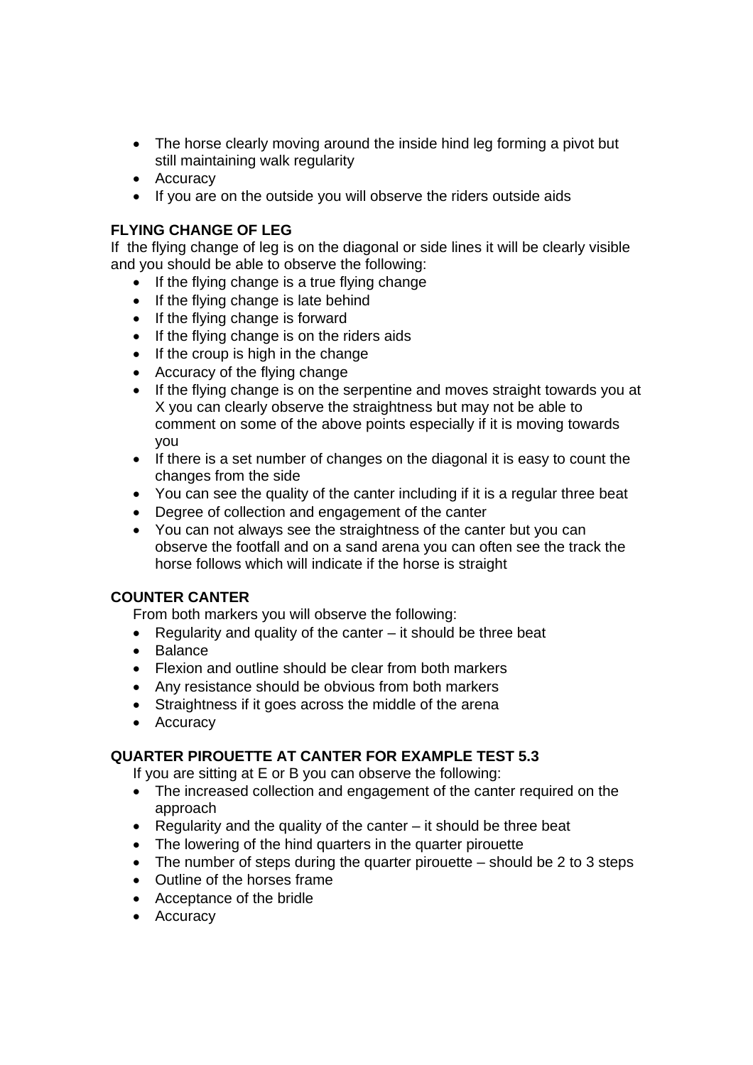- The horse clearly moving around the inside hind leg forming a pivot but still maintaining walk regularity
- Accuracy
- If you are on the outside you will observe the riders outside aids

**FLYING CHANGE OF LEG**

If the flying change of leg is on the diagonal or side lines it will be clearly visible and you should be able to observe the following:

- If the flying change is a true flying change
- If the flying change is late behind
- If the flying change is forward
- If the flying change is on the riders aids
- If the croup is high in the change
- Accuracy of the flying change
- If the flying change is on the serpentine and moves straight towards you at X you can clearly observe the straightness but may not be able to comment on some of the above points especially if it is moving towards you
- If there is a set number of changes on the diagonal it is easy to count the changes from the side
- You can see the quality of the canter including if it is a regular three beat
- Degree of collection and engagement of the canter
- You can not always see the straightness of the canter but you can observe the footfall and on a sand arena you can often see the track the horse follows which will indicate if the horse is straight

**COUNTER CANTER**

From both markers you will observe the following:

- Regularity and quality of the canter – it should be three beat
- Balance
- Flexion and outline should be clear from both markers
- Any resistance should be obvious from both markers
- Straightness if it goes across the middle of the arena
- Accuracy

**QUARTER PIROUETTE AT CANTER FOR EXAMPLE TEST 5.3**

If you are sitting at E or B you can observe the following:

- The increased collection and engagement of the canter required on the approach
- Regularity and the quality of the canter – it should be three beat
- The lowering of the hind quarters in the quarter pirouette
- The number of steps during the quarter pirouette – should be 2 to 3 steps
- Outline of the horses frame
- Acceptance of the bridle
- Accuracy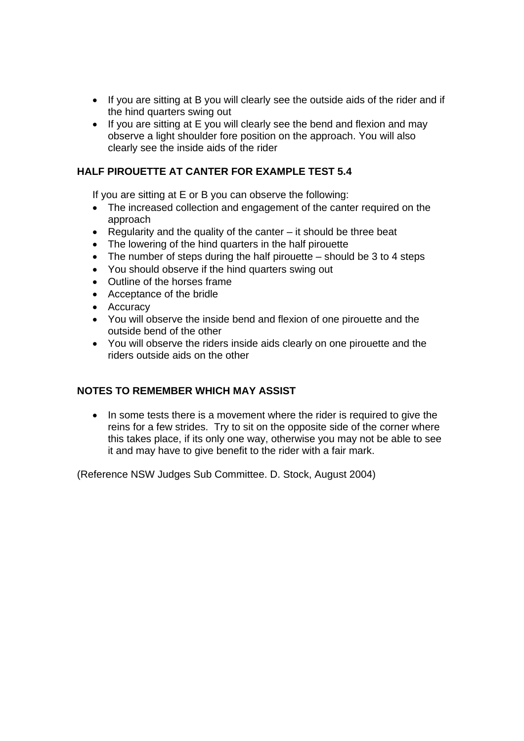- If you are sitting at B you will clearly see the outside aids of the rider and if the hind quarters swing out
- If you are sitting at E you will clearly see the bend and flexion and may observe a light shoulder fore position on the approach. You will also clearly see the inside aids of the rider

**HALF PIROUETTE AT CANTER FOR EXAMPLE TEST 5.4**

If you are sitting at E or B you can observe the following:

- The increased collection and engagement of the canter required on the approach
- Regularity and the quality of the canter – it should be three beat
- The lowering of the hind quarters in the half pirouette
- The number of steps during the half pirouette – should be 3 to 4 steps
- You should observe if the hind quarters swing out
- Outline of the horses frame
- Acceptance of the bridle
- Accuracy
- You will observe the inside bend and flexion of one pirouette and the outside bend of the other
- You will observe the riders inside aids clearly on one pirouette and the riders outside aids on the other

**NOTES TO REMEMBER WHICH MAY ASSIST**

- In some tests there is a movement where the rider is required to give the reins for a few strides. Try to sit on the opposite side of the corner where this takes place, if its only one way, otherwise you may not be able to see it and may have to give benefit to the rider with a fair mark.

(Reference NSW Judges Sub Committee. D. Stock, August 2004)